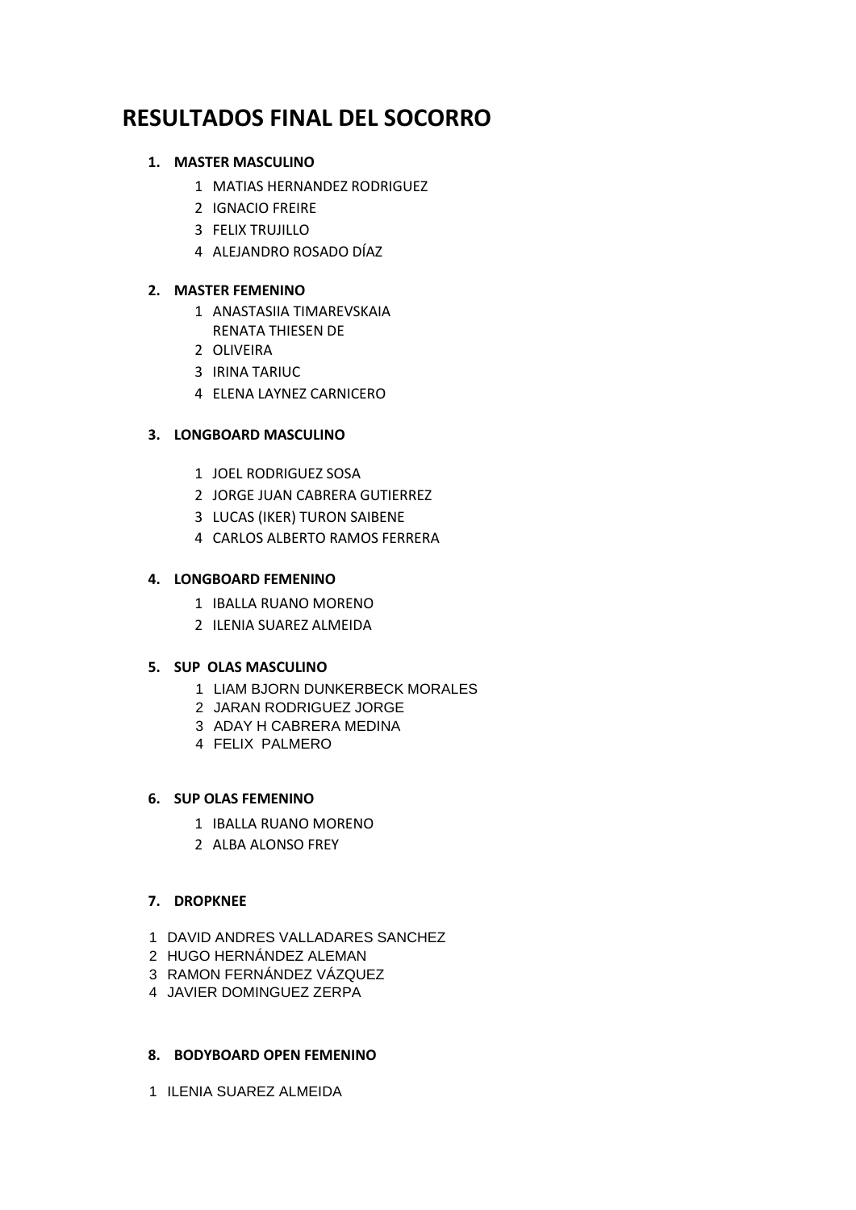# RESULTADOS FINAL DEL SOCORRO

1. **MASTER MASCULINO**
    1 MATIAS HERNANDEZ RODRIGUEZ
    2 IGNACIO FREIRE
    3 FELIX TRUJILLO
    4 ALEJANDRO ROSADO DÍAZ

2. **MASTER FEMENINO**
    1 ANASTASIIA TIMAREVSKAIA
    RENATA THIESEN DE
    2 OLIVEIRA
    3 IRINA TARIUC
    4 ELENA LAYNEZ CARNICERO

3. **LONGBOARD MASCULINO**
    1 JOEL RODRIGUEZ SOSA
    2 JORGE JUAN CABRERA GUTIERREZ
    3 LUCAS (IKER) TURON SAIBENE
    4 CARLOS ALBERTO RAMOS FERRERA

4. **LONGBOARD FEMENINO**
    1 IBALLA RUANO MORENO
    2 ILENIA SUAREZ ALMEIDA

5. **SUP OLAS MASCULINO**
    1 LIAM BJORN DUNKERBECK MORALES
    2 JARAN RODRIGUEZ JORGE
    3 ADAY H CABRERA MEDINA
    4 FELIX PALMERO

6. **SUP OLAS FEMENINO**
    1 IBALLA RUANO MORENO
    2 ALBA ALONSO FREY

7. **DROPKNEE**

1 DAVID ANDRES VALLADARES SANCHEZ
2 HUGO HERNÁNDEZ ALEMAN
3 RAMON FERNÁNDEZ VÁZQUEZ
4 JAVIER DOMINGUEZ ZERPA

8. **BODYBOARD OPEN FEMENINO**

1 ILENIA SUAREZ ALMEIDA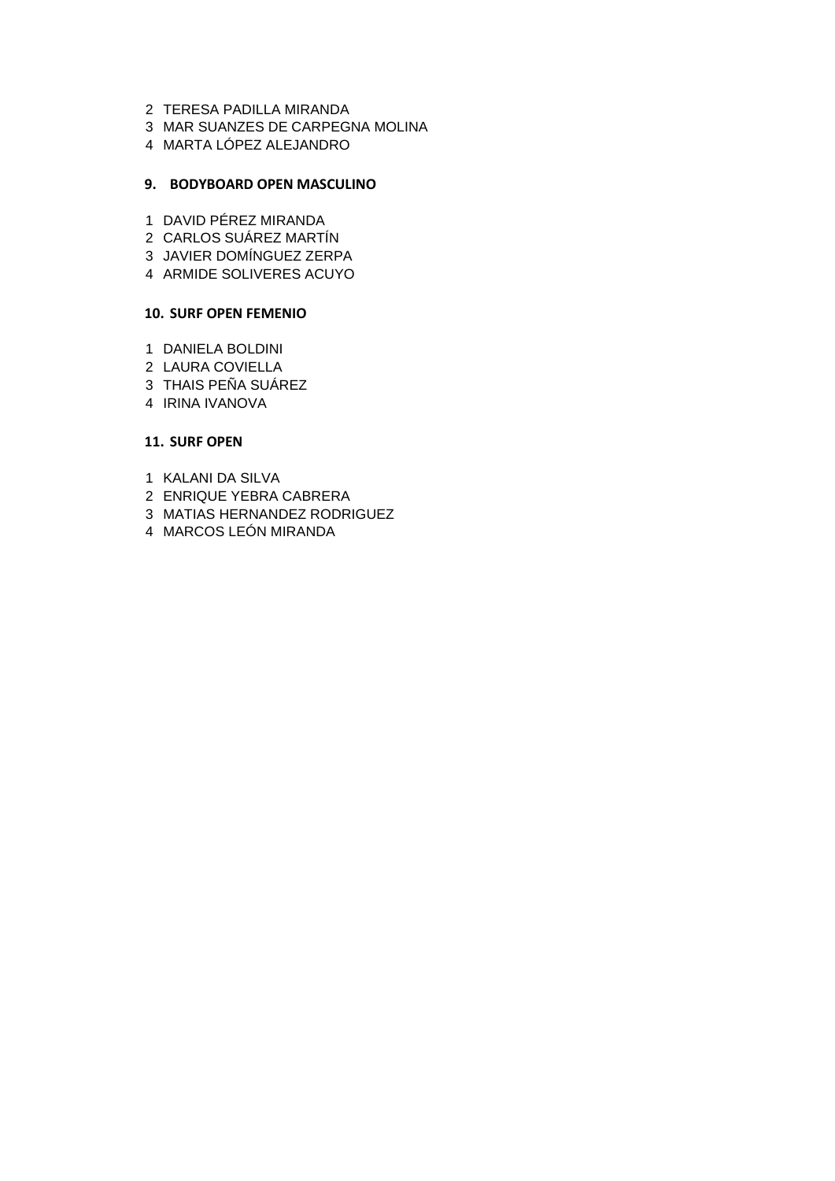2 TERESA PADILLA MIRANDA
3 MAR SUANZES DE CARPEGNA MOLINA
4 MARTA LÓPEZ ALEJANDRO

**9. BODYBOARD OPEN MASCULINO**

1 DAVID PÉREZ MIRANDA
2 CARLOS SUÁREZ MARTÍN
3 JAVIER DOMÍNGUEZ ZERPA
4 ARMIDE SOLIVERES ACUYO

**10. SURF OPEN FEMENIO**

1 DANIELA BOLDINI
2 LAURA COVIELLA
3 THAIS PEÑA SUÁREZ
4 IRINA IVANOVA

**11. SURF OPEN**

1 KALANI DA SILVA
2 ENRIQUE YEBRA CABRERA
3 MATIAS HERNANDEZ RODRIGUEZ
4 MARCOS LEÓN MIRANDA